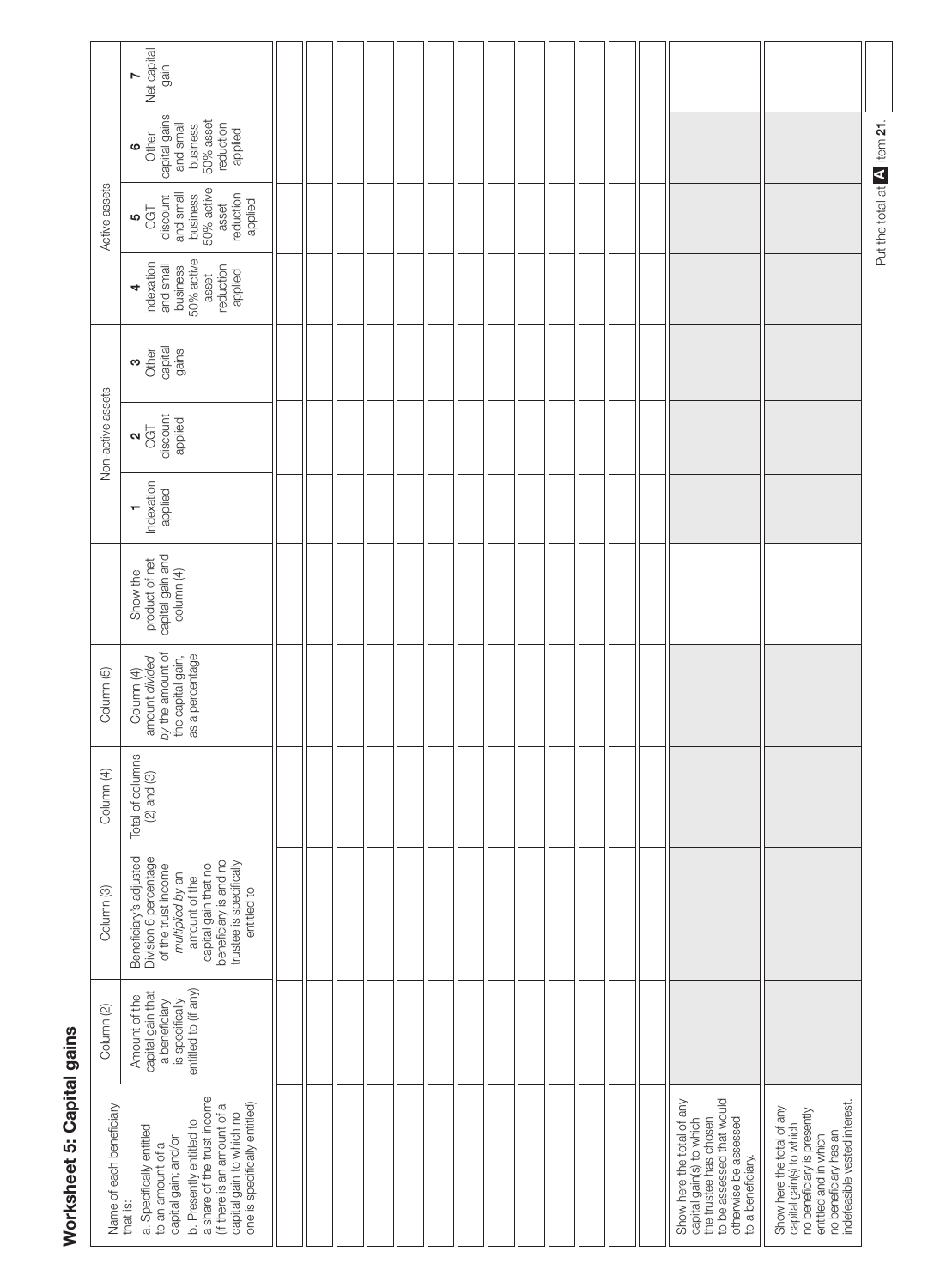# Worksheet 5: Capital gains

| Name of each beneficiary that is: a. Specifically entitled to an amount of a capital gain; and/or b. Presently entitled to a share of the trust income (if there is an amount of a capital gain to which no one is specifically entitled) | Column (2) Amount of the capital gain that a beneficiary is specifically entitled to (if any) | Column (3) Beneficiary's adjusted Division 6 percentage of the trust income *multiplied by* an amount of the capital gain that no beneficiary is and no trustee is specifically entitled to | Column (4) Total of columns (2) and (3) | Column (5) Column (4) amount *divided by* the amount of the capital gain, as a percentage | Show the product of net capital gain and column (4) | Non-active assets: 1 Indexation applied | Non-active assets: 2 CGT discount applied | Non-active assets: 3 Other capital gains | Active assets: 4 Indexation and small business 50% active asset reduction applied | Active assets: 5 CGT discount and small business 50% active asset reduction applied | Active assets: 6 Other capital gains and small business 50% asset reduction applied | 7 Net capital gain |
|---|---|---|---|---|---|---|---|---|---|---|---|---|
| | | | | | | | | | | | | |
| | | | | | | | | | | | | |
| | | | | | | | | | | | | |
| | | | | | | | | | | | | |
| | | | | | | | | | | | | |
| | | | | | | | | | | | | |
| | | | | | | | | | | | | |
| | | | | | | | | | | | | |
| | | | | | | | | | | | | |
| | | | | | | | | | | | | |
| | | | | | | | | | | | | |
| | | | | | | | | | | | | |
| | | | | | | | | | | | | |
| Show here the total of any capital gain(s) to which the trustee has chosen to be assessed that would otherwise be assessed to a beneficiary. | | | | | | | | | | | | |
| Show here the total of any capital gain(s) to which no beneficiary is presently entitled and in which no beneficiary has an indefeasible vested interest. | | | | | | | | | | | | |
| | | | | | | | | | | | Put the total at **A** item **21**. | |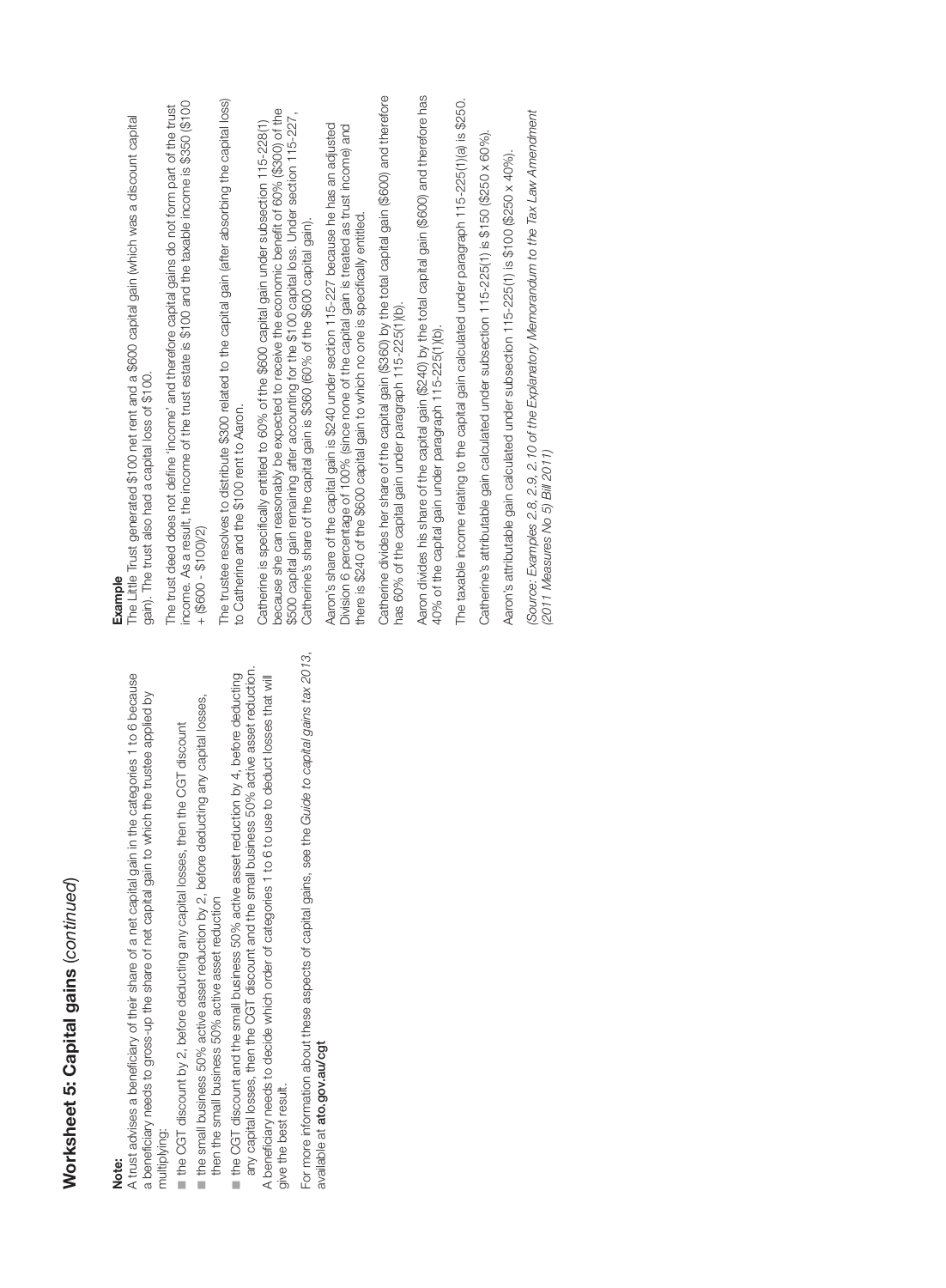# Worksheet 5: Capital gains (*continued*)

**Note:**
A trust advises a beneficiary of their share of a net capital gain in the categories 1 to 6 because a beneficiary needs to gross-up the share of net capital gain to which the trustee applied by multiplying:

- the CGT discount by 2, before deducting any capital losses, then the CGT discount
- the small business 50% active asset reduction by 2, before deducting any capital losses, then the small business 50% active asset reduction
- the CGT discount and the small business 50% active asset reduction by 4, before deducting any capital losses, then the CGT discount and the small business 50% active asset reduction.

A beneficiary needs to decide which order of categories 1 to 6 to use to deduct losses that will give the best result.

For more information about these aspects of capital gains, see the *Guide to capital gains tax 2013*, available at **ato.gov.au/cgt**

**Example**
The Little Trust generated $100 net rent and a $600 capital gain (which was a discount capital gain). The trust also had a capital loss of $100.

The trust deed does not define 'income' and therefore capital gains do not form part of the trust income. As a result, the income of the trust estate is $100 and the taxable income is $350 ($100 + ($600 - $100)/2)

The trustee resolves to distribute $300 related to the capital gain (after absorbing the capital loss) to Catherine and the $100 rent to Aaron.

Catherine is specifically entitled to 60% of the $600 capital gain under subsection 115-228(1) because she can reasonably be expected to receive the economic benefit of 60% ($300) of the $500 capital gain remaining after accounting for the $100 capital loss. Under section 115-227, Catherine's share of the capital gain is $360 (60% of the $600 capital gain).

Aaron's share of the capital gain is $240 under section 115-227 because he has an adjusted Division 6 percentage of 100% (since none of the capital gain is treated as trust income) and there is $240 of the $600 capital gain to which no one is specifically entitled.

Catherine divides her share of the capital gain ($360) by the total capital gain ($600) and therefore has 60% of the capital gain under paragraph 115-225(1)(b).

Aaron divides his share of the capital gain ($240) by the total capital gain ($600) and therefore has 40% of the capital gain under paragraph 115-225(1)(b).

The taxable income relating to the capital gain calculated under paragraph 115-225(1)(a) is $250.

Catherine's attributable gain calculated under subsection 115-225(1) is $150 ($250 x 60%).

Aaron's attributable gain calculated under subsection 115-225(1) is $100 ($250 x 40%).

*(Source: Examples 2.8, 2.9, 2.10 of the Explanatory Memorandum to the Tax Law Amendment (2011 Measures No 5) Bill 2011)*